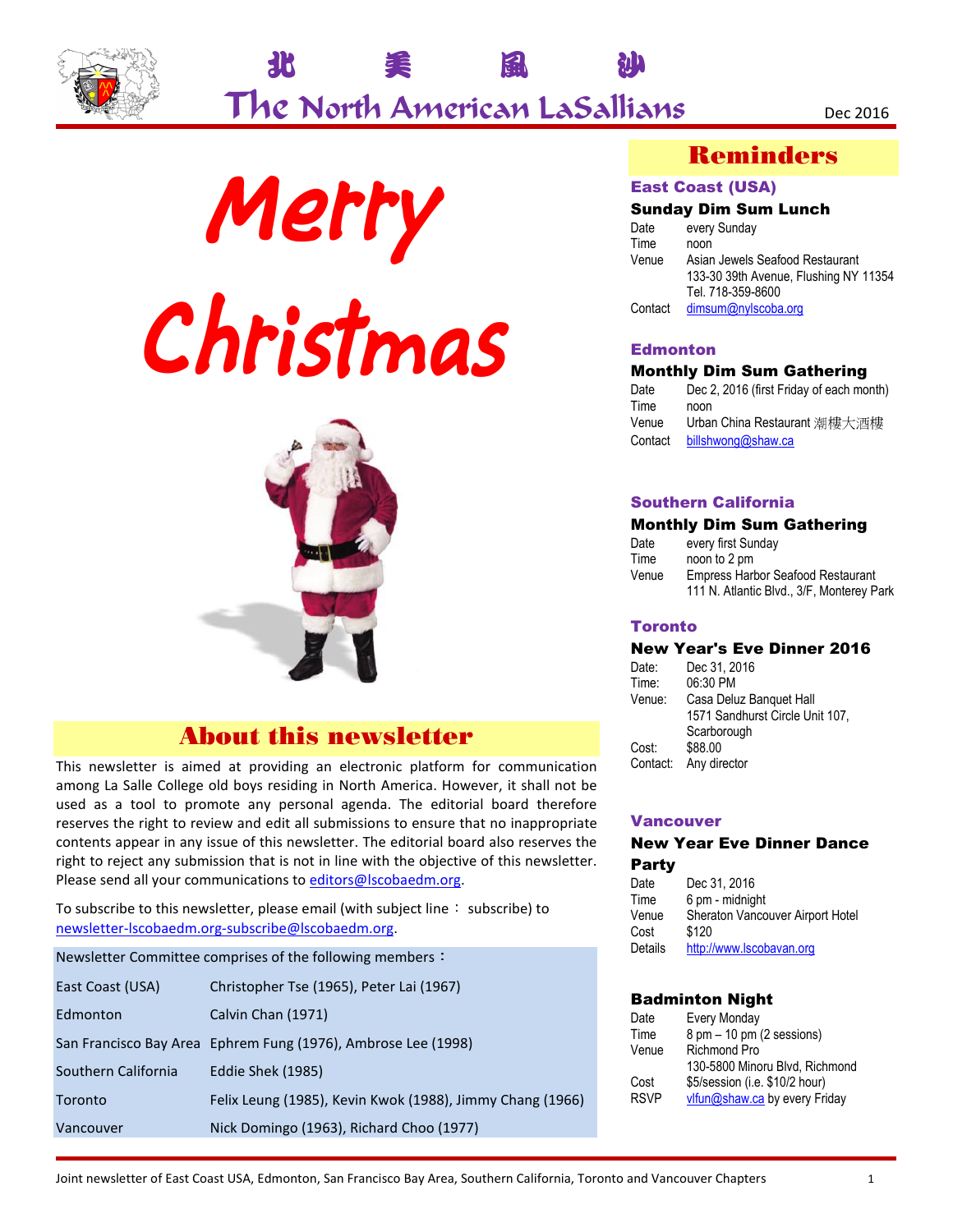# 北 美 風 沙

# The North American LaSallians

Dec 2016

# Merry Christmas

## About this newsletter

This newsletter is aimed at providing an electronic platform for communication among La Salle College old boys residing in North America. However, it shall not be used as a tool to promote any personal agenda. The editorial board therefore reserves the right to review and edit all submissions to ensure that no inappropriate contents appear in any issue of this newsletter. The editorial board also reserves the right to reject any submission that is not in line with the objective of this newsletter. Please send all your communications to editors@lscobaedm.org.

To subscribe to this newsletter, please email (with subject line ： subscribe) to newsletter-lscobaedm.org-subscribe@lscobaedm.org.

| Newsletter Committee comprises of the following members： | |
|---|---|
| East Coast (USA) | Christopher Tse (1965), Peter Lai (1967) |
| Edmonton | Calvin Chan (1971) |
| San Francisco Bay Area | Ephrem Fung (1976), Ambrose Lee (1998) |
| Southern California | Eddie Shek (1985) |
| Toronto | Felix Leung (1985), Kevin Kwok (1988), Jimmy Chang (1966) |
| Vancouver | Nick Domingo (1963), Richard Choo (1977) |

## Reminders

### East Coast (USA)

**Sunday Dim Sum Lunch**

| | |
|---|---|
| Date | every Sunday |
| Time | noon |
| Venue | Asian Jewels Seafood Restaurant<br>133-30 39th Avenue, Flushing NY 11354<br>Tel. 718-359-8600 |
| Contact | dimsum@nylscoba.org |

### Edmonton

**Monthly Dim Sum Gathering**

| | |
|---|---|
| Date | Dec 2, 2016 (first Friday of each month) |
| Time | noon |
| Venue | Urban China Restaurant 潮樓大酒樓 |
| Contact | billshwong@shaw.ca |

### Southern California

**Monthly Dim Sum Gathering**

| | |
|---|---|
| Date | every first Sunday |
| Time | noon to 2 pm |
| Venue | Empress Harbor Seafood Restaurant<br>111 N. Atlantic Blvd., 3/F, Monterey Park |

### Toronto

**New Year's Eve Dinner 2016**

| | |
|---|---|
| Date: | Dec 31, 2016 |
| Time: | 06:30 PM |
| Venue: | Casa Deluz Banquet Hall<br>1571 Sandhurst Circle Unit 107, Scarborough |
| Cost: | $88.00 |
| Contact: | Any director |

### Vancouver

**New Year Eve Dinner Dance Party**

| | |
|---|---|
| Date | Dec 31, 2016 |
| Time | 6 pm - midnight |
| Venue | Sheraton Vancouver Airport Hotel |
| Cost | $120 |
| Details | http://www.lscobavan.org |

**Badminton Night**

| | |
|---|---|
| Date | Every Monday |
| Time | 8 pm – 10 pm (2 sessions) |
| Venue | Richmond Pro<br>130-5800 Minoru Blvd, Richmond |
| Cost | $5/session (i.e. $10/2 hour) |
| RSVP | vlfun@shaw.ca by every Friday |

Joint newsletter of East Coast USA, Edmonton, San Francisco Bay Area, Southern California, Toronto and Vancouver Chapters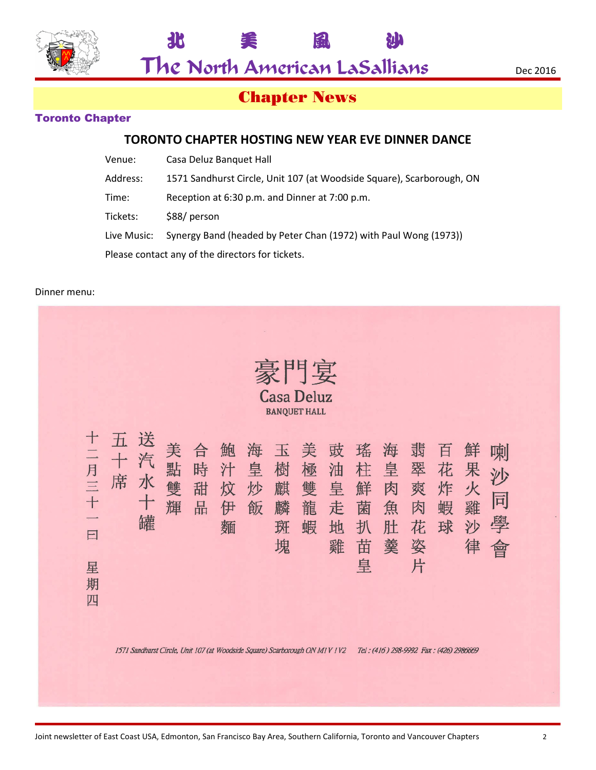# Chapter News

## Toronto Chapter

### TORONTO CHAPTER HOSTING NEW YEAR EVE DINNER DANCE

| | |
|---|---|
| Venue: | Casa Deluz Banquet Hall |
| Address: | 1571 Sandhurst Circle, Unit 107 (at Woodside Square), Scarborough, ON |
| Time: | Reception at 6:30 p.m. and Dinner at 7:00 p.m. |
| Tickets: | $88/ person |
| Live Music: | Synergy Band (headed by Peter Chan (1972) with Paul Wong (1973)) |

Please contact any of the directors for tickets.

Dinner menu:

豪門宴

Casa Deluz

BANQUET HALL

喇沙同學會

鮮果火雞沙律

百花炸蝦球

翡翠爽肉花姿片

海皇肉魚肚羹

瑤柱鮮菌扒苗皇

豉油皇走地雞

美極雙龍蝦

玉樹麒麟斑塊

海皇炒飯

鮑汁炆伊麵

合時甜品

美點雙輝

送汽水十罐

五十席

十二月三十一日 星期四

*1571 Sandhurst Circle, Unit 107 (at Woodside Square) Scarborough ON M1V 1V2 Tel : (416 ) 298-9992 Fax : (426) 2986669*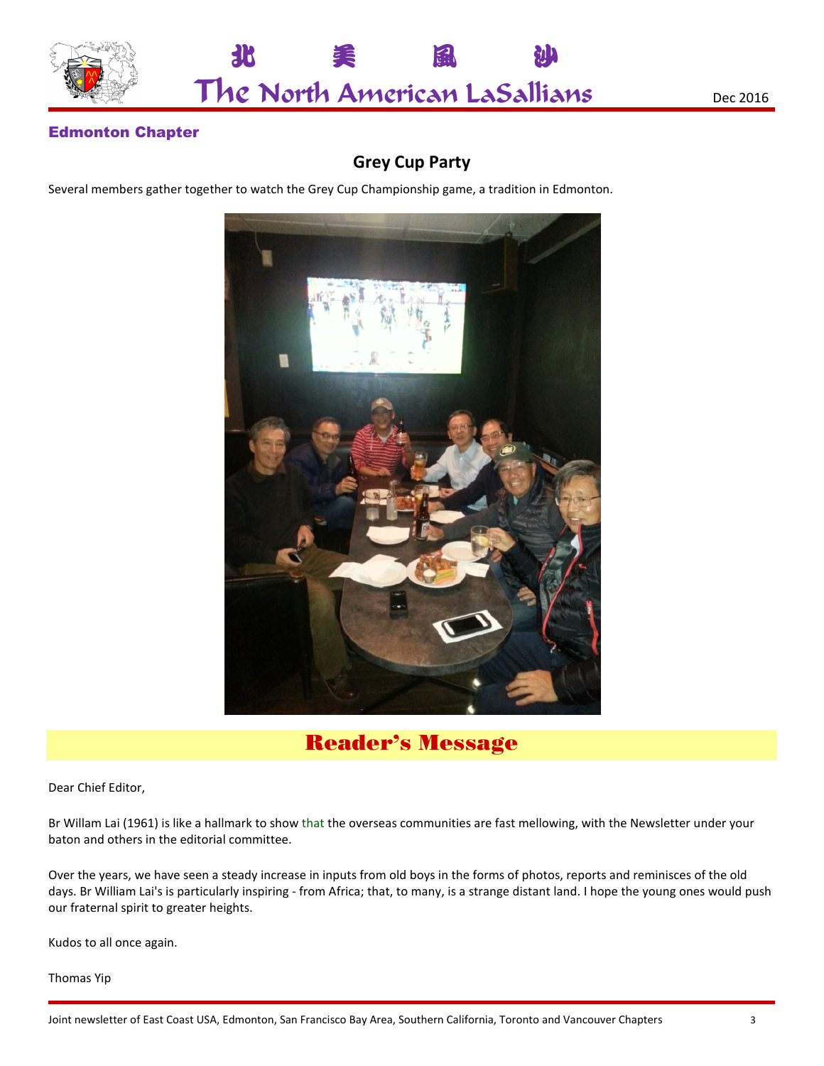## Edmonton Chapter

### Grey Cup Party

Several members gather together to watch the Grey Cup Championship game, a tradition in Edmonton.

## Reader's Message

Dear Chief Editor,

Br Willam Lai (1961) is like a hallmark to show that the overseas communities are fast mellowing, with the Newsletter under your baton and others in the editorial committee.

Over the years, we have seen a steady increase in inputs from old boys in the forms of photos, reports and reminisces of the old days. Br William Lai's is particularly inspiring - from Africa; that, to many, is a strange distant land. I hope the young ones would push our fraternal spirit to greater heights.

Kudos to all once again.

Thomas Yip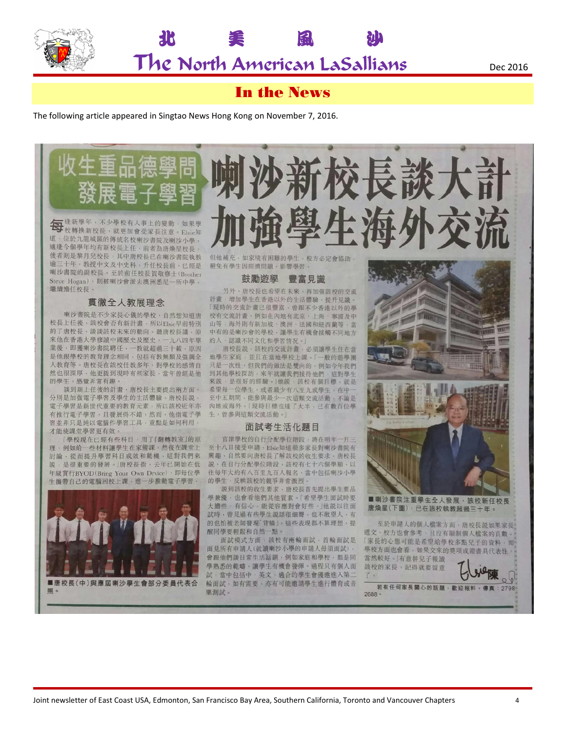# 北 美 風 沙

# The North American LaSallians

Dec 2016

## In the News

The following article appeared in Singtao News Hong Kong on November 7, 2016.

# 收生重品德學問 發展電子學習

# 喇沙新校長談大計 加強學生海外交流

每逢新學年，不少學校有人事上的變動，如果學校轉換新校長，就更加會受家長注意。Elsie知道，位於九龍城區的傳統名校喇沙書院及喇沙小學，適逢今個學年均有新校長上任，前者為唐煥星校長，後者則是黎月兒校長，其中唐校長已在喇沙書院執教逾三十年，教授中文及中史科，升任校長前，已經是喇沙書院的副校長。至於前任校長賀敬修士(Brother Steve Hogan)，則被喇沙會派去澳洲悉尼一所中學，繼續擔任校長。

### 貫徹全人教展理念

喇沙書院是不少家長心儀的學校，自然想知道唐校長上任後，該校會否有新計畫，所以Elsie早前特別約了唐校長，談談該校未來的動向。聽唐校長講，原來他在香港大學修讀中國歷史及歷史，一九八四年畢業後，即獲喇沙書院聘任，一教就超過三十載，原因是他跟學校的教育理念相同，包括有教無類及強調全人教育等。唐校長在該校任教多年，對學校的感情自然也很深厚，他更提到現時有些家長，當年曾經是他的學生，感覺非常有趣。

談到新上任後的計畫，唐校長主要提出兩方面，分別是加強電子學習及學生的生活體驗。唐校長說，電子學習是新世代重要的教育元素，所以該校近年亦有推行電子學習，且發展得不錯，然而，他指電子學習並非只是純以電腦作學習工具，重點是如何利用，才能使課堂學習更有效。

「學校現在已經有些科目，用了『翻轉教室』的原理，例如給一些材料讓學生在家備課，然後在課堂上討論，從而提升學習科目成效和動機，這對我們來說，是很重要的發展。」唐校長指，去年已開始在低年級實行BYOD(Bring Your Own Device)，即每位學生攜帶自己的電腦回校上課，進一步推動電子學習。

■唐校長(中)與應屆喇沙小學生會部分委員代表合照。

但他補充，如家境有困難的學生，校方必定會協助，避免有學生因經濟問題，影響學習。

### 鼓勵遊學 豐富見識

另外，唐校長也希望在未來，再加強該校的交流計畫，增加學生在香港以外的生活體驗，提升見識。「現時的交流計畫已很豐富，曾跟不少香港以外的學校有交流計畫，例如在內地有北京、上海、寧波及中山等，海外則有新加坡、澳洲、法國和紐西蘭等，當中有的是喇沙會的學校，讓學生有機會接觸不同地方的人，認識不同文化和學習情況。」

唐校長說，該校的交流計畫，必須讓學生住在當地學生家庭，並且在當地學校上課。「一般的遊學團只是一次性，但我們的做法是雙向的，例如今年我們到其他學校探訪，來年就讓我們接待他們，這對學生來說，是很好的經驗。」他說，該校有個目標，就是希望每一位學生，或者最少有八至九成學生，在中一至中五期間，能參與最少一次這類交流活動，不論是內地或海外。「現時目標也達了大半，已有數百位學生，曾參與這類交流活動。」

### 面試考生活化題目

官津學校的自行分配學位階段，將在明年一月三至十八日接受申請，Elsie知道很多家長對喇沙書院有興趣，自然要向唐校長了解該校的收生要求。唐校長說，在自行分配學位階段，該校有七十六個學額，以往每年大約有八百至九百人報名，當中包括喇沙小學的學生，反映該校的競爭非常激烈。

說到該校的收生要求，唐校長首先提出學生要品學兼優，也會看他們其他質素。「希望學生面試時要大膽些，有信心，能從容應對會好些。」他說以往面試時，曾見過有些學生說話很細聲，也不敢望人，有的也怕被老師發現「背稿」，這些表現都不算理想，提醒同學要輕鬆和自然一點。

面試模式方面，該校有兩輪面試，首輪面試是面見所有申請人(就讀喇沙小學的申請人毋須面試)，會跟他們談日常生活話題，例如家庭和學校，都是同學熟悉的範疇，讓學生有機會發揮。過程只有個人面試，當中包括中、英文，適合的學生會獲邀進入第二輪面試，如有需要，亦有可能邀請學生進行體育或音樂測試。

■喇沙書院注重學生全人發展，該校新任校長唐煥星(下圖)，已在該校執教超過三十年。

至於申請人的個人檔案方面，唐校長說如果家長遞交，校方也會參考，且沒有限制個人檔案的頁數。「家長的心態可能是希望給學校多點兒子的資料，而學校方面也會看，如果交來的獎項或證書具代表性，當然較好。」有意替兒子報讀該校的家長，記得就要留意了。

Elsie陳

若有任何家長關心的話題，歡迎報料。傳真：2798 2688。

Joint newsletter of East Coast USA, Edmonton, San Francisco Bay Area, Southern California, Toronto and Vancouver Chapters